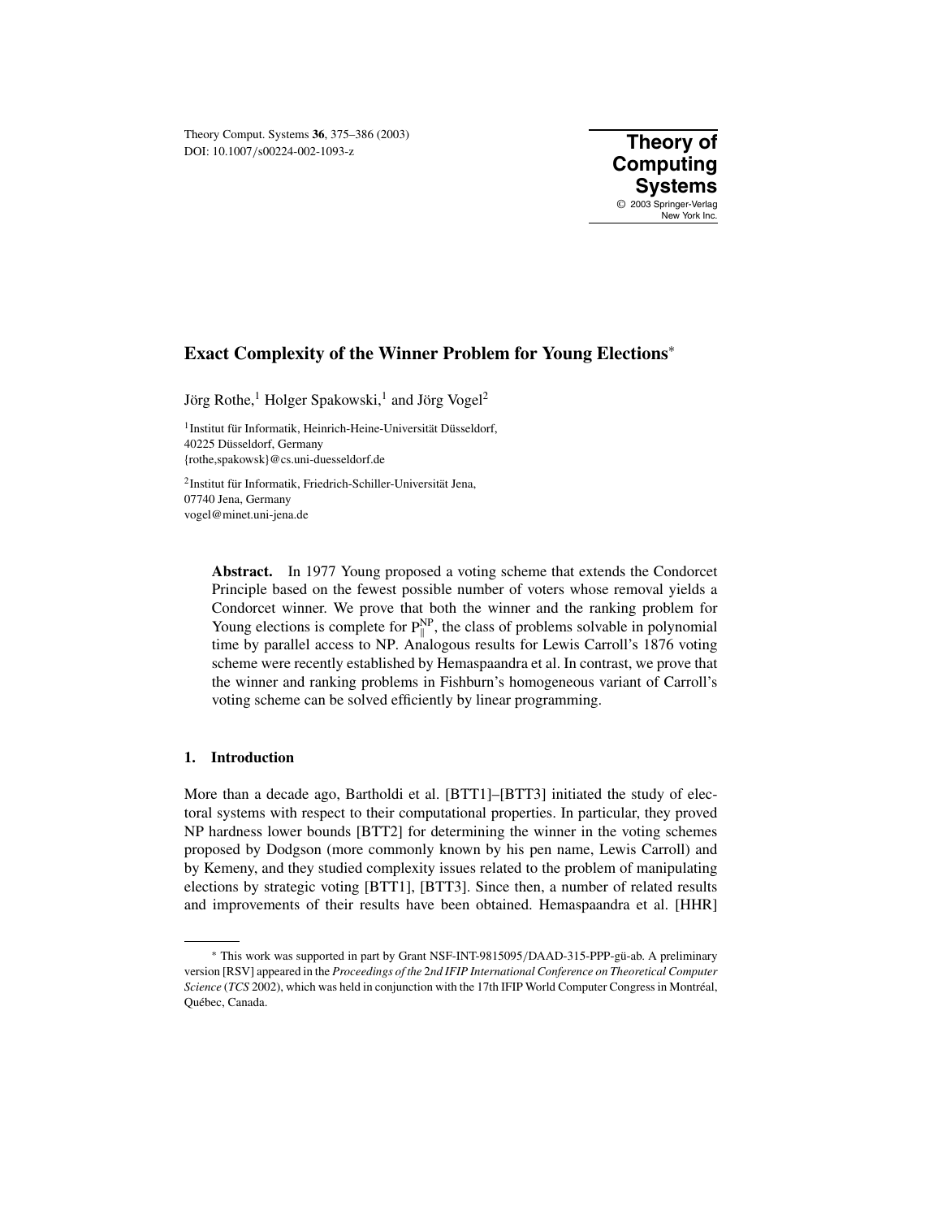# Exact Complexity of the Winner Problem for Young Elections*

Jörg Rothe,[1] Holger Spakowski,[1] and Jörg Vogel[2]

[1] Institut für Informatik, Heinrich-Heine-Universität Düsseldorf,
40225 Düsseldorf, Germany
{rothe,spakowsk}@cs.uni-duesseldorf.de

[2] Institut für Informatik, Friedrich-Schiller-Universität Jena,
07740 Jena, Germany
vogel@minet.uni-jena.de

**Abstract.** In 1977 Young proposed a voting scheme that extends the Condorcet Principle based on the fewest possible number of voters whose removal yields a Condorcet winner. We prove that both the winner and the ranking problem for Young elections is complete for $\mathrm{P}_{\|}^{\mathrm{NP}}$, the class of problems solvable in polynomial time by parallel access to NP. Analogous results for Lewis Carroll's 1876 voting scheme were recently established by Hemaspaandra et al. In contrast, we prove that the winner and ranking problems in Fishburn's homogeneous variant of Carroll's voting scheme can be solved efficiently by linear programming.

## 1. Introduction

More than a decade ago, Bartholdi et al. [BTT1]–[BTT3] initiated the study of electoral systems with respect to their computational properties. In particular, they proved NP hardness lower bounds [BTT2] for determining the winner in the voting schemes proposed by Dodgson (more commonly known by his pen name, Lewis Carroll) and by Kemeny, and they studied complexity issues related to the problem of manipulating elections by strategic voting [BTT1], [BTT3]. Since then, a number of related results and improvements of their results have been obtained. Hemaspaandra et al. [HHR]

* This work was supported in part by Grant NSF-INT-9815095/DAAD-315-PPP-gü-ab. A preliminary version [RSV] appeared in the *Proceedings of the 2nd IFIP International Conference on Theoretical Computer Science* (*TCS* 2002), which was held in conjunction with the 17th IFIP World Computer Congress in Montréal, Québec, Canada.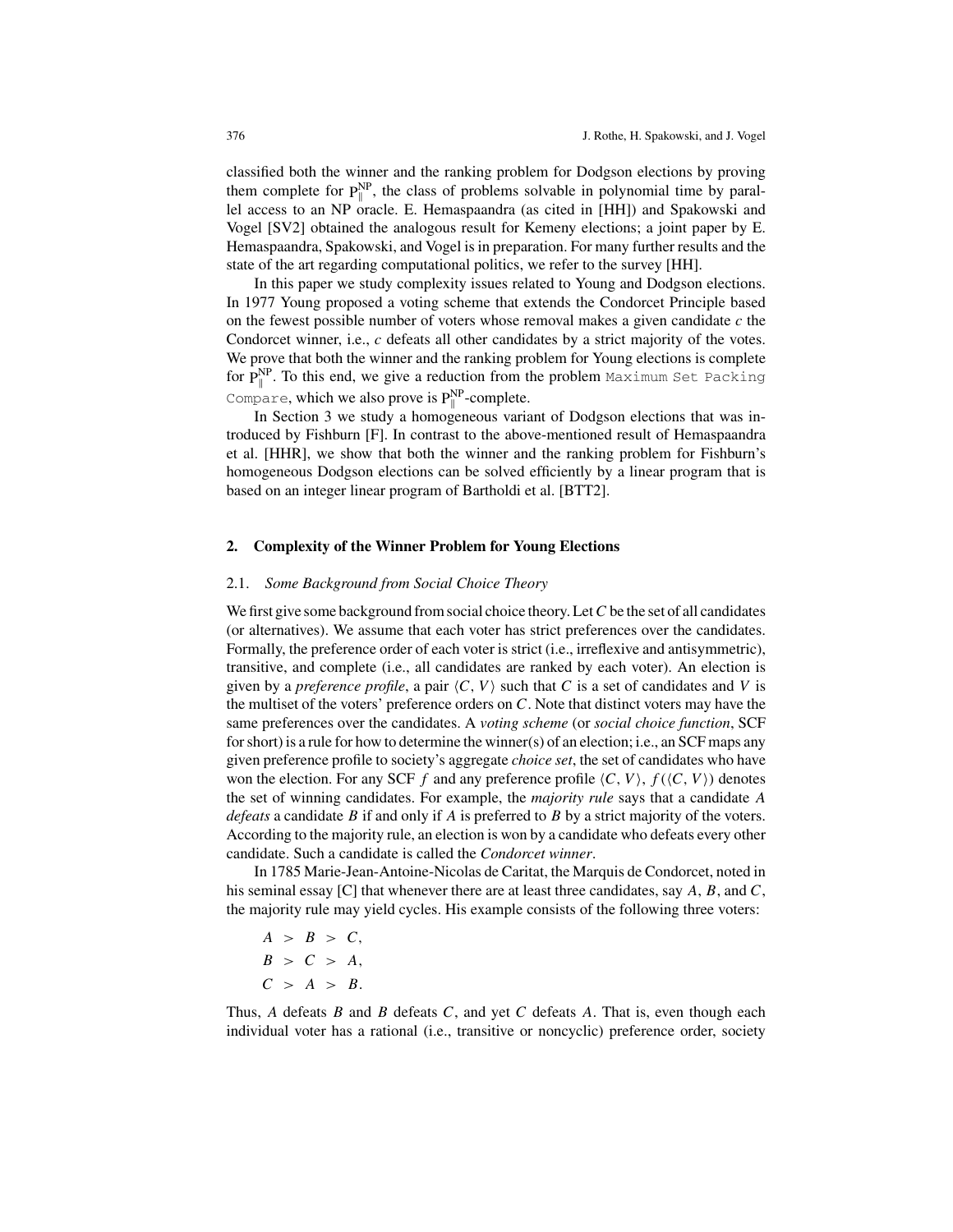classified both the winner and the ranking problem for Dodgson elections by proving them complete for $P_{\|}^{NP}$, the class of problems solvable in polynomial time by parallel access to an NP oracle. E. Hemaspaandra (as cited in [HH]) and Spakowski and Vogel [SV2] obtained the analogous result for Kemeny elections; a joint paper by E. Hemaspaandra, Spakowski, and Vogel is in preparation. For many further results and the state of the art regarding computational politics, we refer to the survey [HH].

In this paper we study complexity issues related to Young and Dodgson elections. In 1977 Young proposed a voting scheme that extends the Condorcet Principle based on the fewest possible number of voters whose removal makes a given candidate $c$ the Condorcet winner, i.e., $c$ defeats all other candidates by a strict majority of the votes. We prove that both the winner and the ranking problem for Young elections is complete for $P_{\|}^{NP}$. To this end, we give a reduction from the problem `Maximum Set Packing Compare`, which we also prove is $P_{\|}^{NP}$-complete.

In Section 3 we study a homogeneous variant of Dodgson elections that was introduced by Fishburn [F]. In contrast to the above-mentioned result of Hemaspaandra et al. [HHR], we show that both the winner and the ranking problem for Fishburn's homogeneous Dodgson elections can be solved efficiently by a linear program that is based on an integer linear program of Bartholdi et al. [BTT2].

## 2. Complexity of the Winner Problem for Young Elections

### 2.1. *Some Background from Social Choice Theory*

We first give some background from social choice theory. Let $C$ be the set of all candidates (or alternatives). We assume that each voter has strict preferences over the candidates. Formally, the preference order of each voter is strict (i.e., irreflexive and antisymmetric), transitive, and complete (i.e., all candidates are ranked by each voter). An election is given by a *preference profile*, a pair $\langle C, V \rangle$ such that $C$ is a set of candidates and $V$ is the multiset of the voters' preference orders on $C$. Note that distinct voters may have the same preferences over the candidates. A *voting scheme* (or *social choice function*, SCF for short) is a rule for how to determine the winner(s) of an election; i.e., an SCF maps any given preference profile to society's aggregate *choice set*, the set of candidates who have won the election. For any SCF $f$ and any preference profile $\langle C, V \rangle$, $f(\langle C, V \rangle)$ denotes the set of winning candidates. For example, the *majority rule* says that a candidate $A$ *defeats* a candidate $B$ if and only if $A$ is preferred to $B$ by a strict majority of the voters. According to the majority rule, an election is won by a candidate who defeats every other candidate. Such a candidate is called the *Condorcet winner*.

In 1785 Marie-Jean-Antoine-Nicolas de Caritat, the Marquis de Condorcet, noted in his seminal essay [C] that whenever there are at least three candidates, say $A$, $B$, and $C$, the majority rule may yield cycles. His example consists of the following three voters:

$$A > B > C,$$
$$B > C > A,$$
$$C > A > B.$$

Thus, $A$ defeats $B$ and $B$ defeats $C$, and yet $C$ defeats $A$. That is, even though each individual voter has a rational (i.e., transitive or noncyclic) preference order, society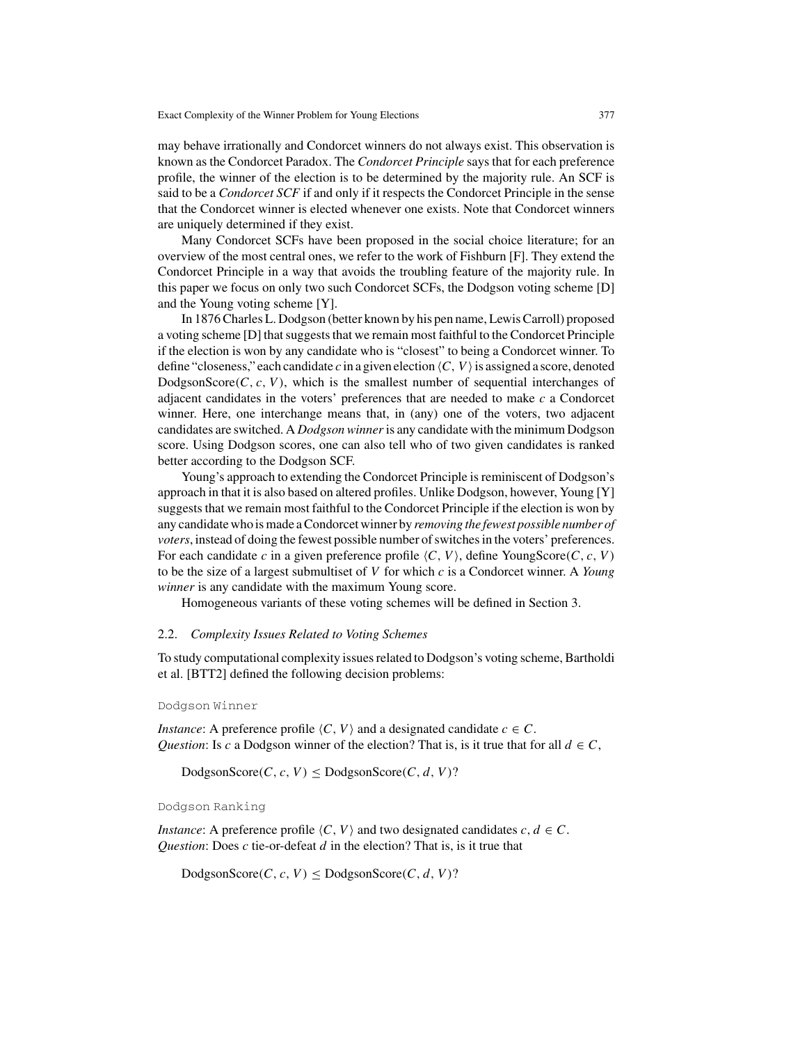may behave irrationally and Condorcet winners do not always exist. This observation is known as the Condorcet Paradox. The *Condorcet Principle* says that for each preference profile, the winner of the election is to be determined by the majority rule. An SCF is said to be a *Condorcet SCF* if and only if it respects the Condorcet Principle in the sense that the Condorcet winner is elected whenever one exists. Note that Condorcet winners are uniquely determined if they exist.

Many Condorcet SCFs have been proposed in the social choice literature; for an overview of the most central ones, we refer to the work of Fishburn [F]. They extend the Condorcet Principle in a way that avoids the troubling feature of the majority rule. In this paper we focus on only two such Condorcet SCFs, the Dodgson voting scheme [D] and the Young voting scheme [Y].

In 1876 Charles L. Dodgson (better known by his pen name, Lewis Carroll) proposed a voting scheme [D] that suggests that we remain most faithful to the Condorcet Principle if the election is won by any candidate who is "closest" to being a Condorcet winner. To define "closeness," each candidate $c$ in a given election $\langle C, V\rangle$ is assigned a score, denoted $\text{DodgsonScore}(C, c, V)$, which is the smallest number of sequential interchanges of adjacent candidates in the voters' preferences that are needed to make $c$ a Condorcet winner. Here, one interchange means that, in (any) one of the voters, two adjacent candidates are switched. A *Dodgson winner* is any candidate with the minimum Dodgson score. Using Dodgson scores, one can also tell who of two given candidates is ranked better according to the Dodgson SCF.

Young's approach to extending the Condorcet Principle is reminiscent of Dodgson's approach in that it is also based on altered profiles. Unlike Dodgson, however, Young [Y] suggests that we remain most faithful to the Condorcet Principle if the election is won by any candidate who is made a Condorcet winner by *removing the fewest possible number of voters*, instead of doing the fewest possible number of switches in the voters' preferences. For each candidate $c$ in a given preference profile $\langle C, V\rangle$, define $\text{YoungScore}(C, c, V)$ to be the size of a largest submultiset of $V$ for which $c$ is a Condorcet winner. A *Young winner* is any candidate with the maximum Young score.

Homogeneous variants of these voting schemes will be defined in Section 3.

### 2.2. *Complexity Issues Related to Voting Schemes*

To study computational complexity issues related to Dodgson's voting scheme, Bartholdi et al. [BTT2] defined the following decision problems:

Dodgson Winner

*Instance*: A preference profile $\langle C, V\rangle$ and a designated candidate $c \in C$.
*Question*: Is $c$ a Dodgson winner of the election? That is, is it true that for all $d \in C$,

$$\text{DodgsonScore}(C, c, V) \leq \text{DodgsonScore}(C, d, V)?$$

Dodgson Ranking

*Instance*: A preference profile $\langle C, V\rangle$ and two designated candidates $c, d \in C$.
*Question*: Does $c$ tie-or-defeat $d$ in the election? That is, is it true that

$$\text{DodgsonScore}(C, c, V) \leq \text{DodgsonScore}(C, d, V)?$$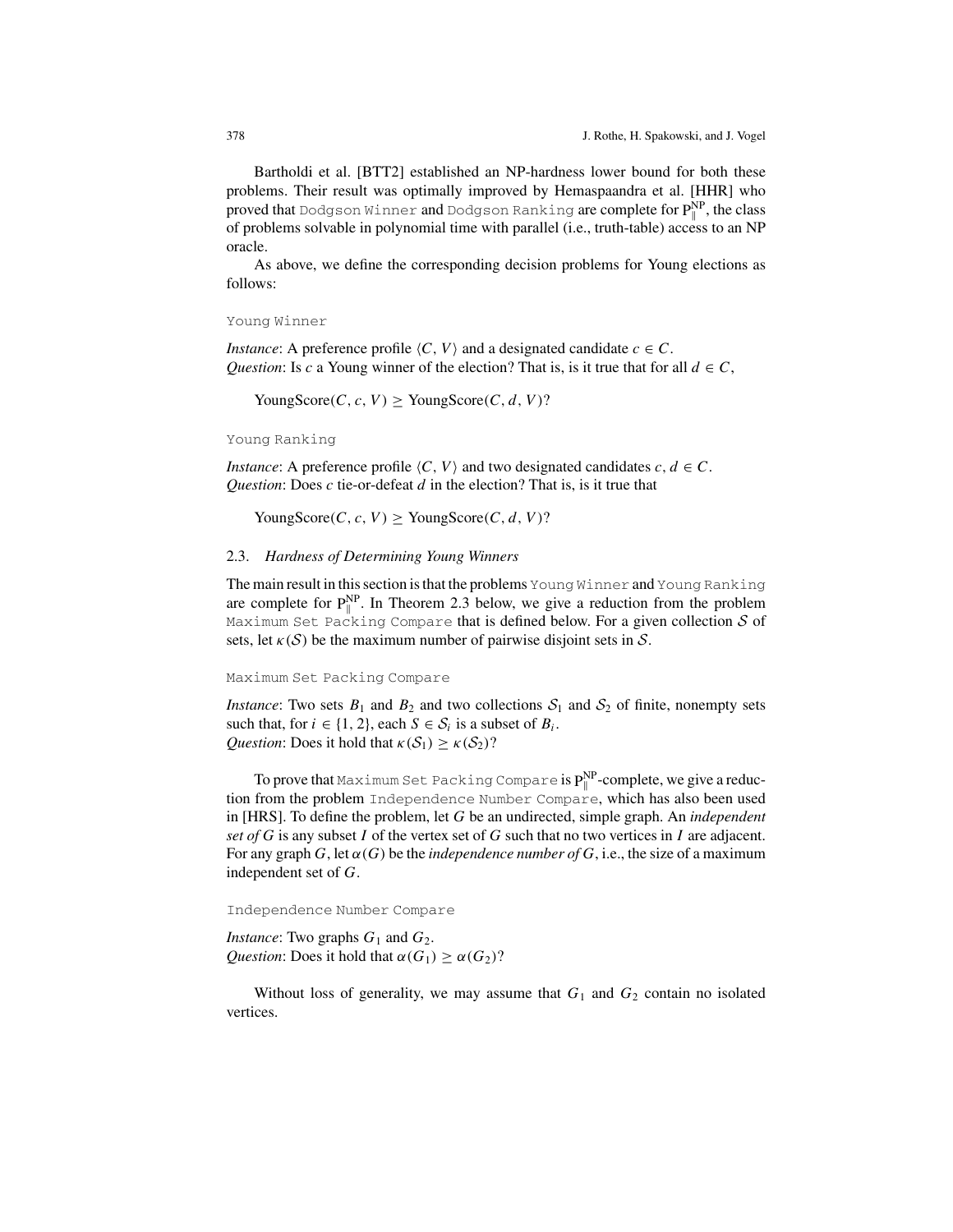Bartholdi et al. [BTT2] established an NP-hardness lower bound for both these problems. Their result was optimally improved by Hemaspaandra et al. [HHR] who proved that `Dodgson Winner` and `Dodgson Ranking` are complete for $\mathrm{P}_{\|}^{\mathrm{NP}}$, the class of problems solvable in polynomial time with parallel (i.e., truth-table) access to an NP oracle.

As above, we define the corresponding decision problems for Young elections as follows:

`Young Winner`

*Instance*: A preference profile $\langle C, V\rangle$ and a designated candidate $c \in C$.
*Question*: Is $c$ a Young winner of the election? That is, is it true that for all $d \in C$,

$$\mathrm{YoungScore}(C, c, V) \geq \mathrm{YoungScore}(C, d, V)?$$

`Young Ranking`

*Instance*: A preference profile $\langle C, V\rangle$ and two designated candidates $c, d \in C$.
*Question*: Does $c$ tie-or-defeat $d$ in the election? That is, is it true that

$$\mathrm{YoungScore}(C, c, V) \geq \mathrm{YoungScore}(C, d, V)?$$

### 2.3. *Hardness of Determining Young Winners*

The main result in this section is that the problems `Young Winner` and `Young Ranking` are complete for $\mathrm{P}_{\|}^{\mathrm{NP}}$. In Theorem 2.3 below, we give a reduction from the problem `Maximum Set Packing Compare` that is defined below. For a given collection $\mathcal{S}$ of sets, let $\kappa(\mathcal{S})$ be the maximum number of pairwise disjoint sets in $\mathcal{S}$.

`Maximum Set Packing Compare`

*Instance*: Two sets $B_1$ and $B_2$ and two collections $\mathcal{S}_1$ and $\mathcal{S}_2$ of finite, nonempty sets such that, for $i \in \{1, 2\}$, each $S \in \mathcal{S}_i$ is a subset of $B_i$.
*Question*: Does it hold that $\kappa(\mathcal{S}_1) \geq \kappa(\mathcal{S}_2)$?

To prove that `Maximum Set Packing Compare` is $\mathrm{P}_{\|}^{\mathrm{NP}}$-complete, we give a reduction from the problem `Independence Number Compare`, which has also been used in [HRS]. To define the problem, let $G$ be an undirected, simple graph. An *independent set of* $G$ is any subset $I$ of the vertex set of $G$ such that no two vertices in $I$ are adjacent. For any graph $G$, let $\alpha(G)$ be the *independence number of* $G$, i.e., the size of a maximum independent set of $G$.

`Independence Number Compare`

*Instance*: Two graphs $G_1$ and $G_2$.
*Question*: Does it hold that $\alpha(G_1) \geq \alpha(G_2)$?

Without loss of generality, we may assume that $G_1$ and $G_2$ contain no isolated vertices.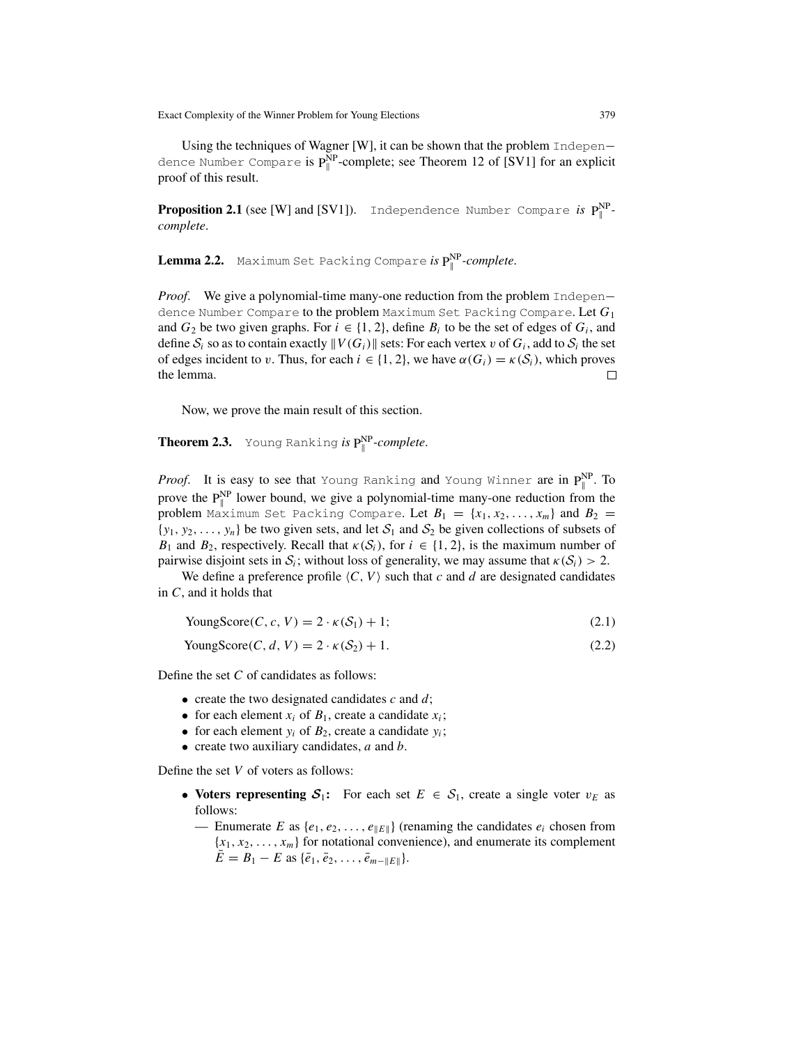Using the techniques of Wagner [W], it can be shown that the problem Independence Number Compare is $\mathrm{P}_{\|}^{\mathrm{NP}}$-complete; see Theorem 12 of [SV1] for an explicit proof of this result.

**Proposition 2.1** (see [W] and [SV1]). Independence Number Compare *is* $\mathrm{P}_{\|}^{\mathrm{NP}}$-*complete*.

**Lemma 2.2.** Maximum Set Packing Compare *is* $\mathrm{P}_{\|}^{\mathrm{NP}}$-*complete*.

*Proof*. We give a polynomial-time many-one reduction from the problem Independence Number Compare to the problem Maximum Set Packing Compare. Let $G_1$ and $G_2$ be two given graphs. For $i \in \{1, 2\}$, define $B_i$ to be the set of edges of $G_i$, and define $\mathcal{S}_i$ so as to contain exactly $\|V(G_i)\|$ sets: For each vertex $v$ of $G_i$, add to $\mathcal{S}_i$ the set of edges incident to $v$. Thus, for each $i \in \{1, 2\}$, we have $\alpha(G_i) = \kappa(\mathcal{S}_i)$, which proves the lemma. □

Now, we prove the main result of this section.

**Theorem 2.3.** Young Ranking *is* $\mathrm{P}_{\|}^{\mathrm{NP}}$-*complete*.

*Proof*. It is easy to see that Young Ranking and Young Winner are in $\mathrm{P}_{\|}^{\mathrm{NP}}$. To prove the $\mathrm{P}_{\|}^{\mathrm{NP}}$ lower bound, we give a polynomial-time many-one reduction from the problem Maximum Set Packing Compare. Let $B_1 = \{x_1, x_2, \ldots, x_m\}$ and $B_2 = \{y_1, y_2, \ldots, y_n\}$ be two given sets, and let $\mathcal{S}_1$ and $\mathcal{S}_2$ be given collections of subsets of $B_1$ and $B_2$, respectively. Recall that $\kappa(\mathcal{S}_i)$, for $i \in \{1, 2\}$, is the maximum number of pairwise disjoint sets in $\mathcal{S}_i$; without loss of generality, we may assume that $\kappa(\mathcal{S}_i) > 2$.

We define a preference profile $\langle C, V\rangle$ such that $c$ and $d$ are designated candidates in $C$, and it holds that

$$\mathrm{YoungScore}(C, c, V) = 2 \cdot \kappa(\mathcal{S}_1) + 1; \tag{2.1}$$

$$\mathrm{YoungScore}(C, d, V) = 2 \cdot \kappa(\mathcal{S}_2) + 1. \tag{2.2}$$

Define the set $C$ of candidates as follows:

- create the two designated candidates $c$ and $d$;
- for each element $x_i$ of $B_1$, create a candidate $x_i$;
- for each element $y_i$ of $B_2$, create a candidate $y_i$;
- create two auxiliary candidates, $a$ and $b$.

Define the set $V$ of voters as follows:

- **Voters representing $\mathcal{S}_1$:** For each set $E \in \mathcal{S}_1$, create a single voter $v_E$ as follows:
  - Enumerate $E$ as $\{e_1, e_2, \ldots, e_{\|E\|}\}$ (renaming the candidates $e_i$ chosen from $\{x_1, x_2, \ldots, x_m\}$ for notational convenience), and enumerate its complement $\bar{E} = B_1 - E$ as $\{\bar{e}_1, \bar{e}_2, \ldots, \bar{e}_{m-\|E\|}\}$.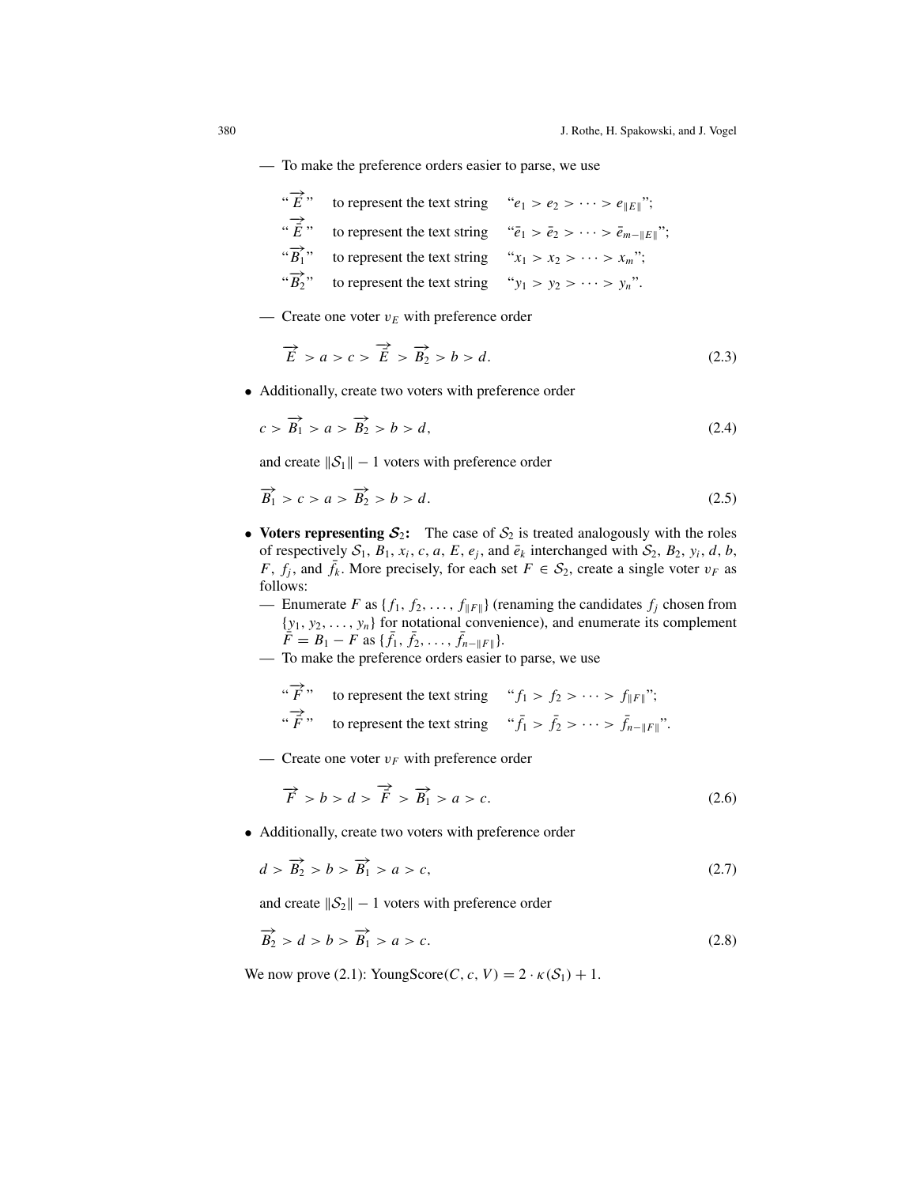— To make the preference orders easier to parse, we use

"$\overrightarrow{E}$" to represent the text string "$e_1 > e_2 > \cdots > e_{\|E\|}$";

"$\overrightarrow{\bar{E}}$" to represent the text string "$\bar{e}_1 > \bar{e}_2 > \cdots > \bar{e}_{m-\|E\|}$";

"$\overrightarrow{B_1}$" to represent the text string "$x_1 > x_2 > \cdots > x_m$";

"$\overrightarrow{B_2}$" to represent the text string "$y_1 > y_2 > \cdots > y_n$".

— Create one voter $v_E$ with preference order

$$\overrightarrow{E} > a > c > \overrightarrow{\bar{E}} > \overrightarrow{B_2} > b > d. \tag{2.3}$$

- Additionally, create two voters with preference order

$$c > \overrightarrow{B_1} > a > \overrightarrow{B_2} > b > d, \tag{2.4}$$

and create $\|\mathcal{S}_1\| - 1$ voters with preference order

$$\overrightarrow{B_1} > c > a > \overrightarrow{B_2} > b > d. \tag{2.5}$$

- **Voters representing $\mathcal{S}_2$:** The case of $\mathcal{S}_2$ is treated analogously with the roles of respectively $\mathcal{S}_1$, $B_1$, $x_i$, $c$, $a$, $E$, $e_j$, and $\bar{e}_k$ interchanged with $\mathcal{S}_2$, $B_2$, $y_i$, $d$, $b$, $F$, $f_j$, and $\bar{f}_k$. More precisely, for each set $F \in \mathcal{S}_2$, create a single voter $v_F$ as follows:

— Enumerate $F$ as $\{f_1, f_2, \ldots, f_{\|F\|}\}$ (renaming the candidates $f_j$ chosen from $\{y_1, y_2, \ldots, y_n\}$ for notational convenience), and enumerate its complement $\bar{F} = B_1 - F$ as $\{\bar{f}_1, \bar{f}_2, \ldots, \bar{f}_{n-\|F\|}\}$.

— To make the preference orders easier to parse, we use

"$\overrightarrow{F}$" to represent the text string "$f_1 > f_2 > \cdots > f_{\|F\|}$";

"$\overrightarrow{\bar{F}}$" to represent the text string "$\bar{f}_1 > \bar{f}_2 > \cdots > \bar{f}_{n-\|F\|}$".

— Create one voter $v_F$ with preference order

$$\overrightarrow{F} > b > d > \overrightarrow{\bar{F}} > \overrightarrow{B_1} > a > c. \tag{2.6}$$

- Additionally, create two voters with preference order

$$d > \overrightarrow{B_2} > b > \overrightarrow{B_1} > a > c, \tag{2.7}$$

and create $\|\mathcal{S}_2\| - 1$ voters with preference order

$$\overrightarrow{B_2} > d > b > \overrightarrow{B_1} > a > c. \tag{2.8}$$

We now prove (2.1): YoungScore$(C, c, V) = 2 \cdot \kappa(\mathcal{S}_1) + 1$.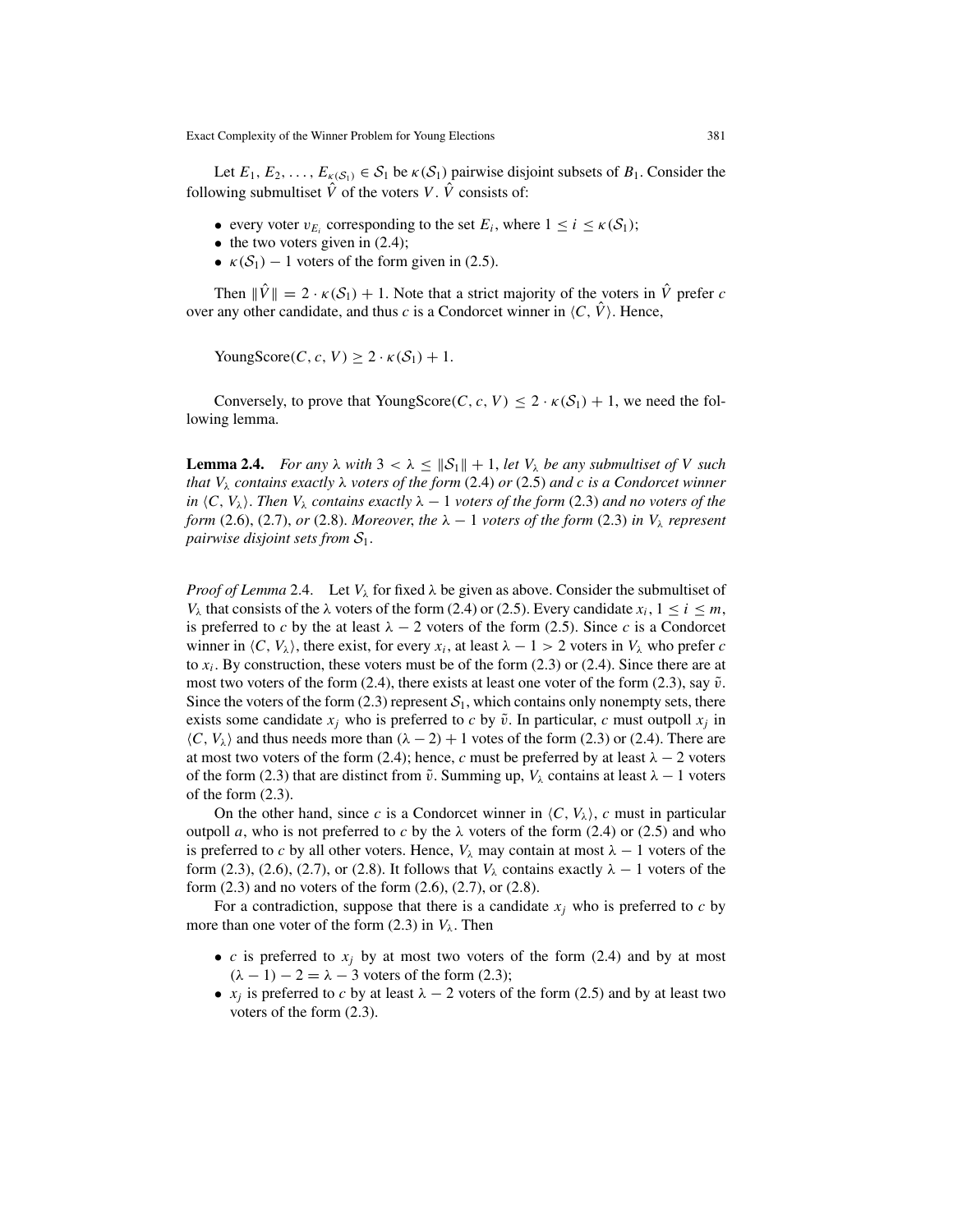Let $E_1, E_2, \ldots, E_{\kappa(\mathcal{S}_1)} \in \mathcal{S}_1$ be $\kappa(\mathcal{S}_1)$ pairwise disjoint subsets of $B_1$. Consider the following submultiset $\hat{V}$ of the voters $V$. $\hat{V}$ consists of:

- every voter $v_{E_i}$ corresponding to the set $E_i$, where $1 \leq i \leq \kappa(\mathcal{S}_1)$;
- the two voters given in (2.4);
- $\kappa(\mathcal{S}_1) - 1$ voters of the form given in (2.5).

Then $\|\hat{V}\| = 2 \cdot \kappa(\mathcal{S}_1) + 1$. Note that a strict majority of the voters in $\hat{V}$ prefer $c$ over any other candidate, and thus $c$ is a Condorcet winner in $\langle C, \hat{V} \rangle$. Hence,

$$\text{YoungScore}(C, c, V) \geq 2 \cdot \kappa(\mathcal{S}_1) + 1.$$

Conversely, to prove that $\text{YoungScore}(C, c, V) \leq 2 \cdot \kappa(\mathcal{S}_1) + 1$, we need the following lemma.

**Lemma 2.4.** *For any $\lambda$ with $3 < \lambda \leq \|\mathcal{S}_1\| + 1$, let $V_\lambda$ be any submultiset of $V$ such that $V_\lambda$ contains exactly $\lambda$ voters of the form* (2.4) *or* (2.5) *and $c$ is a Condorcet winner in $\langle C, V_\lambda \rangle$. Then $V_\lambda$ contains exactly $\lambda - 1$ voters of the form* (2.3) *and no voters of the form* (2.6), (2.7), *or* (2.8). *Moreover, the $\lambda - 1$ voters of the form* (2.3) *in $V_\lambda$ represent pairwise disjoint sets from $\mathcal{S}_1$.*

*Proof of Lemma* 2.4. Let $V_\lambda$ for fixed $\lambda$ be given as above. Consider the submultiset of $V_\lambda$ that consists of the $\lambda$ voters of the form (2.4) or (2.5). Every candidate $x_i$, $1 \leq i \leq m$, is preferred to $c$ by the at least $\lambda - 2$ voters of the form (2.5). Since $c$ is a Condorcet winner in $\langle C, V_\lambda \rangle$, there exist, for every $x_i$, at least $\lambda - 1 > 2$ voters in $V_\lambda$ who prefer $c$ to $x_i$. By construction, these voters must be of the form (2.3) or (2.4). Since there are at most two voters of the form (2.4), there exists at least one voter of the form (2.3), say $\tilde{v}$. Since the voters of the form (2.3) represent $\mathcal{S}_1$, which contains only nonempty sets, there exists some candidate $x_j$ who is preferred to $c$ by $\tilde{v}$. In particular, $c$ must outpoll $x_j$ in $\langle C, V_\lambda \rangle$ and thus needs more than $(\lambda - 2) + 1$ votes of the form (2.3) or (2.4). There are at most two voters of the form (2.4); hence, $c$ must be preferred by at least $\lambda - 2$ voters of the form (2.3) that are distinct from $\tilde{v}$. Summing up, $V_\lambda$ contains at least $\lambda - 1$ voters of the form (2.3).

On the other hand, since $c$ is a Condorcet winner in $\langle C, V_\lambda \rangle$, $c$ must in particular outpoll $a$, who is not preferred to $c$ by the $\lambda$ voters of the form (2.4) or (2.5) and who is preferred to $c$ by all other voters. Hence, $V_\lambda$ may contain at most $\lambda - 1$ voters of the form (2.3), (2.6), (2.7), or (2.8). It follows that $V_\lambda$ contains exactly $\lambda - 1$ voters of the form (2.3) and no voters of the form (2.6), (2.7), or (2.8).

For a contradiction, suppose that there is a candidate $x_j$ who is preferred to $c$ by more than one voter of the form (2.3) in $V_\lambda$. Then

- $c$ is preferred to $x_j$ by at most two voters of the form (2.4) and by at most $(\lambda - 1) - 2 = \lambda - 3$ voters of the form (2.3);
- $x_j$ is preferred to $c$ by at least $\lambda - 2$ voters of the form (2.5) and by at least two voters of the form (2.3).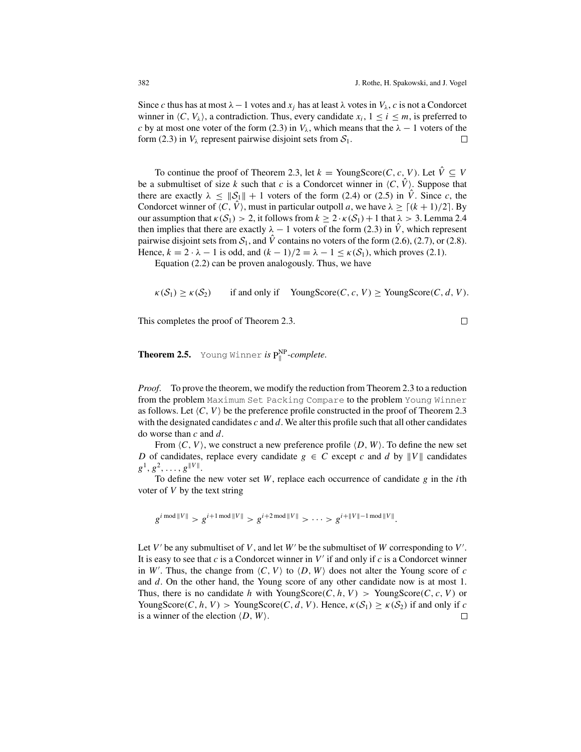Since $c$ thus has at most $\lambda - 1$ votes and $x_j$ has at least $\lambda$ votes in $V_\lambda$, $c$ is not a Condorcet winner in $\langle C, V_\lambda \rangle$, a contradiction. Thus, every candidate $x_i$, $1 \leq i \leq m$, is preferred to $c$ by at most one voter of the form (2.3) in $V_\lambda$, which means that the $\lambda - 1$ voters of the form (2.3) in $V_\lambda$ represent pairwise disjoint sets from $\mathcal{S}_1$. $\square$

To continue the proof of Theorem 2.3, let $k = \text{YoungScore}(C, c, V)$. Let $\hat{V} \subseteq V$ be a submultiset of size $k$ such that $c$ is a Condorcet winner in $\langle C, \hat{V} \rangle$. Suppose that there are exactly $\lambda \leq \|\mathcal{S}_1\| + 1$ voters of the form (2.4) or (2.5) in $\hat{V}$. Since $c$, the Condorcet winner of $\langle C, \hat{V} \rangle$, must in particular outpoll $a$, we have $\lambda \geq \lceil (k+1)/2 \rceil$. By our assumption that $\kappa(\mathcal{S}_1) > 2$, it follows from $k \geq 2 \cdot \kappa(\mathcal{S}_1) + 1$ that $\lambda > 3$. Lemma 2.4 then implies that there are exactly $\lambda - 1$ voters of the form (2.3) in $\hat{V}$, which represent pairwise disjoint sets from $\mathcal{S}_1$, and $\hat{V}$ contains no voters of the form (2.6), (2.7), or (2.8). Hence, $k = 2 \cdot \lambda - 1$ is odd, and $(k-1)/2 = \lambda - 1 \leq \kappa(\mathcal{S}_1)$, which proves (2.1).

Equation (2.2) can be proven analogously. Thus, we have

$$\kappa(\mathcal{S}_1) \geq \kappa(\mathcal{S}_2) \qquad \text{if and only if} \quad \text{YoungScore}(C, c, V) \geq \text{YoungScore}(C, d, V).$$

This completes the proof of Theorem 2.3. $\square$

**Theorem 2.5.** `Young Winner` *is* $\mathrm{P}_{\|}^{\mathrm{NP}}$*-complete.*

*Proof.* To prove the theorem, we modify the reduction from Theorem 2.3 to a reduction from the problem `Maximum Set Packing Compare` to the problem `Young Winner` as follows. Let $\langle C, V \rangle$ be the preference profile constructed in the proof of Theorem 2.3 with the designated candidates $c$ and $d$. We alter this profile such that all other candidates do worse than $c$ and $d$.

From $\langle C, V \rangle$, we construct a new preference profile $\langle D, W \rangle$. To define the new set $D$ of candidates, replace every candidate $g \in C$ except $c$ and $d$ by $\|V\|$ candidates $g^1, g^2, \ldots, g^{\|V\|}$.

To define the new voter set $W$, replace each occurrence of candidate $g$ in the $i$th voter of $V$ by the text string

$$g^{i \bmod \|V\|} > g^{i+1 \bmod \|V\|} > g^{i+2 \bmod \|V\|} > \cdots > g^{i+\|V\|-1 \bmod \|V\|}.$$

Let $V'$ be any submultiset of $V$, and let $W'$ be the submultiset of $W$ corresponding to $V'$. It is easy to see that $c$ is a Condorcet winner in $V'$ if and only if $c$ is a Condorcet winner in $W'$. Thus, the change from $\langle C, V \rangle$ to $\langle D, W \rangle$ does not alter the Young score of $c$ and $d$. On the other hand, the Young score of any other candidate now is at most 1. Thus, there is no candidate $h$ with $\text{YoungScore}(C, h, V) > \text{YoungScore}(C, c, V)$ or $\text{YoungScore}(C, h, V) > \text{YoungScore}(C, d, V)$. Hence, $\kappa(\mathcal{S}_1) \geq \kappa(\mathcal{S}_2)$ if and only if $c$ is a winner of the election $\langle D, W \rangle$. $\square$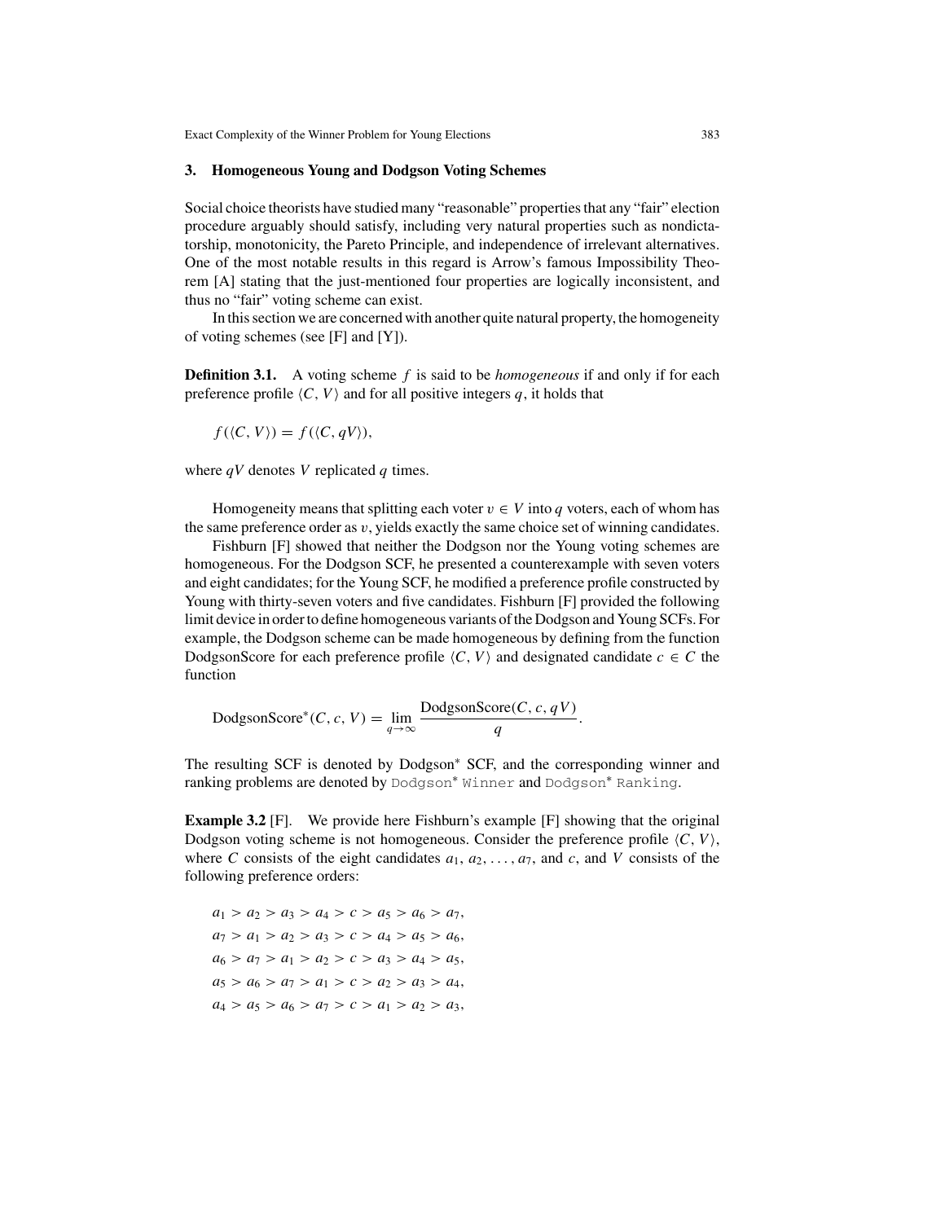## 3. Homogeneous Young and Dodgson Voting Schemes

Social choice theorists have studied many "reasonable" properties that any "fair" election procedure arguably should satisfy, including very natural properties such as nondictatorship, monotonicity, the Pareto Principle, and independence of irrelevant alternatives. One of the most notable results in this regard is Arrow's famous Impossibility Theorem [A] stating that the just-mentioned four properties are logically inconsistent, and thus no "fair" voting scheme can exist.

In this section we are concerned with another quite natural property, the homogeneity of voting schemes (see [F] and [Y]).

**Definition 3.1.** A voting scheme $f$ is said to be *homogeneous* if and only if for each preference profile $\langle C, V\rangle$ and for all positive integers $q$, it holds that

$$f(\langle C, V\rangle) = f(\langle C, qV\rangle),$$

where $qV$ denotes $V$ replicated $q$ times.

Homogeneity means that splitting each voter $v \in V$ into $q$ voters, each of whom has the same preference order as $v$, yields exactly the same choice set of winning candidates.

Fishburn [F] showed that neither the Dodgson nor the Young voting schemes are homogeneous. For the Dodgson SCF, he presented a counterexample with seven voters and eight candidates; for the Young SCF, he modified a preference profile constructed by Young with thirty-seven voters and five candidates. Fishburn [F] provided the following limit device in order to define homogeneous variants of the Dodgson and Young SCFs. For example, the Dodgson scheme can be made homogeneous by defining from the function DodgsonScore for each preference profile $\langle C, V\rangle$ and designated candidate $c \in C$ the function

$$\text{DodgsonScore}^*(C, c, V) = \lim_{q\to\infty} \frac{\text{DodgsonScore}(C, c, qV)}{q}.$$

The resulting SCF is denoted by Dodgson* SCF, and the corresponding winner and ranking problems are denoted by `Dodgson* Winner` and `Dodgson* Ranking`.

**Example 3.2** [F]. We provide here Fishburn's example [F] showing that the original Dodgson voting scheme is not homogeneous. Consider the preference profile $\langle C, V\rangle$, where $C$ consists of the eight candidates $a_1, a_2, \ldots, a_7$, and $c$, and $V$ consists of the following preference orders:

$$a_1 > a_2 > a_3 > a_4 > c > a_5 > a_6 > a_7,$$
$$a_7 > a_1 > a_2 > a_3 > c > a_4 > a_5 > a_6,$$
$$a_6 > a_7 > a_1 > a_2 > c > a_3 > a_4 > a_5,$$
$$a_5 > a_6 > a_7 > a_1 > c > a_2 > a_3 > a_4,$$
$$a_4 > a_5 > a_6 > a_7 > c > a_1 > a_2 > a_3,$$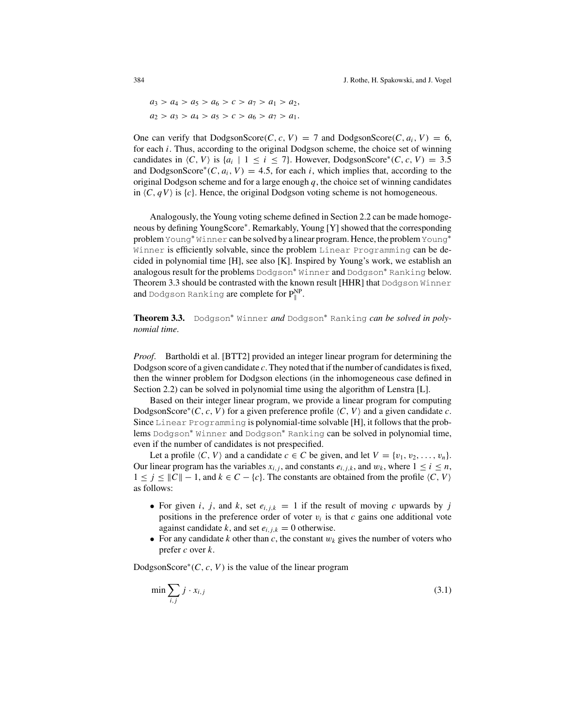$$a_3 > a_4 > a_5 > a_6 > c > a_7 > a_1 > a_2,$$

$$a_2 > a_3 > a_4 > a_5 > c > a_6 > a_7 > a_1.$$

One can verify that DodgsonScore$(C, c, V) = 7$ and DodgsonScore$(C, a_i, V) = 6$, for each $i$. Thus, according to the original Dodgson scheme, the choice set of winning candidates in $\langle C, V \rangle$ is $\{a_i \mid 1 \leq i \leq 7\}$. However, DodgsonScore$^*(C, c, V) = 3.5$ and DodgsonScore$^*(C, a_i, V) = 4.5$, for each $i$, which implies that, according to the original Dodgson scheme and for a large enough $q$, the choice set of winning candidates in $\langle C, qV \rangle$ is $\{c\}$. Hence, the original Dodgson voting scheme is not homogeneous.

Analogously, the Young voting scheme defined in Section 2.2 can be made homogeneous by defining YoungScore$^*$. Remarkably, Young [Y] showed that the corresponding problem `Young* Winner` can be solved by a linear program. Hence, the problem `Young* Winner` is efficiently solvable, since the problem `Linear Programming` can be decided in polynomial time [H], see also [K]. Inspired by Young's work, we establish an analogous result for the problems `Dodgson* Winner` and `Dodgson* Ranking` below. Theorem 3.3 should be contrasted with the known result [HHR] that `Dodgson Winner` and `Dodgson Ranking` are complete for $\mathrm{P}_{\|}^{\mathrm{NP}}$.

**Theorem 3.3.** `Dodgson* Winner` *and* `Dodgson* Ranking` *can be solved in polynomial time.*

*Proof.* Bartholdi et al. [BTT2] provided an integer linear program for determining the Dodgson score of a given candidate $c$. They noted that if the number of candidates is fixed, then the winner problem for Dodgson elections (in the inhomogeneous case defined in Section 2.2) can be solved in polynomial time using the algorithm of Lenstra [L].

Based on their integer linear program, we provide a linear program for computing DodgsonScore$^*(C, c, V)$ for a given preference profile $\langle C, V \rangle$ and a given candidate $c$. Since `Linear Programming` is polynomial-time solvable [H], it follows that the problems `Dodgson* Winner` and `Dodgson* Ranking` can be solved in polynomial time, even if the number of candidates is not prespecified.

Let a profile $\langle C, V \rangle$ and a candidate $c \in C$ be given, and let $V = \{v_1, v_2, \ldots, v_n\}$. Our linear program has the variables $x_{i,j}$, and constants $e_{i,j,k}$, and $w_k$, where $1 \leq i \leq n$, $1 \leq j \leq \|C\| - 1$, and $k \in C - \{c\}$. The constants are obtained from the profile $\langle C, V \rangle$ as follows:

- For given $i$, $j$, and $k$, set $e_{i,j,k} = 1$ if the result of moving $c$ upwards by $j$ positions in the preference order of voter $v_i$ is that $c$ gains one additional vote against candidate $k$, and set $e_{i,j,k} = 0$ otherwise.
- For any candidate $k$ other than $c$, the constant $w_k$ gives the number of voters who prefer $c$ over $k$.

DodgsonScore$^*(C, c, V)$ is the value of the linear program

$$\min \sum_{i,j} j \cdot x_{i,j} \tag{3.1}$$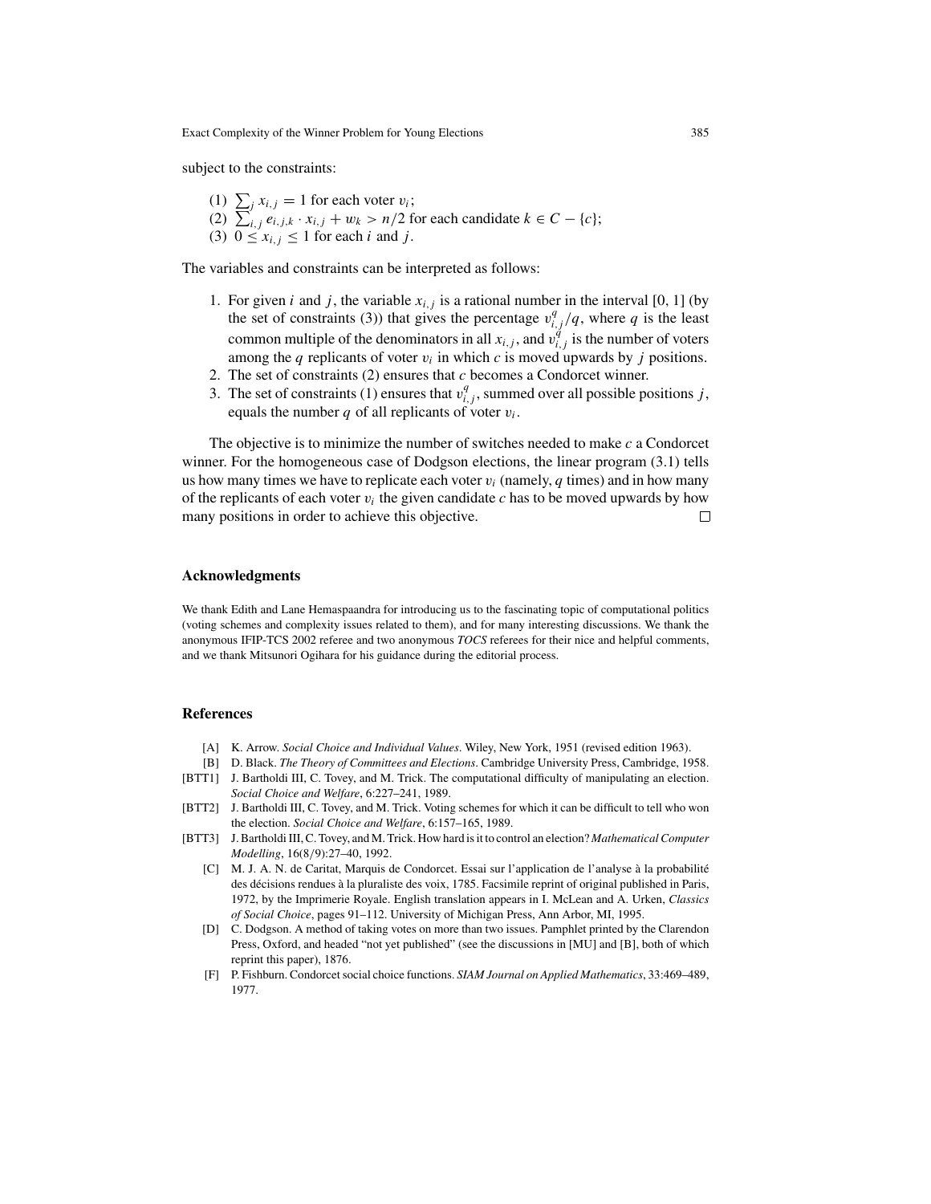subject to the constraints:

(1) $\sum_j x_{i,j} = 1$ for each voter $v_i$;
(2) $\sum_{i,j} e_{i,j,k} \cdot x_{i,j} + w_k > n/2$ for each candidate $k \in C - \{c\}$;
(3) $0 \leq x_{i,j} \leq 1$ for each $i$ and $j$.

The variables and constraints can be interpreted as follows:

1. For given $i$ and $j$, the variable $x_{i,j}$ is a rational number in the interval [0, 1] (by the set of constraints (3)) that gives the percentage $v_{i,j}^q/q$, where $q$ is the least common multiple of the denominators in all $x_{i,j}$, and $v_{i,j}^q$ is the number of voters among the $q$ replicants of voter $v_i$ in which $c$ is moved upwards by $j$ positions.
2. The set of constraints (2) ensures that $c$ becomes a Condorcet winner.
3. The set of constraints (1) ensures that $v_{i,j}^q$, summed over all possible positions $j$, equals the number $q$ of all replicants of voter $v_i$.

The objective is to minimize the number of switches needed to make $c$ a Condorcet winner. For the homogeneous case of Dodgson elections, the linear program (3.1) tells us how many times we have to replicate each voter $v_i$ (namely, $q$ times) and in how many of the replicants of each voter $v_i$ the given candidate $c$ has to be moved upwards by how many positions in order to achieve this objective. □

### Acknowledgments

We thank Edith and Lane Hemaspaandra for introducing us to the fascinating topic of computational politics (voting schemes and complexity issues related to them), and for many interesting discussions. We thank the anonymous IFIP-TCS 2002 referee and two anonymous *TOCS* referees for their nice and helpful comments, and we thank Mitsunori Ogihara for his guidance during the editorial process.

### References

[A] K. Arrow. *Social Choice and Individual Values*. Wiley, New York, 1951 (revised edition 1963).

[B] D. Black. *The Theory of Committees and Elections*. Cambridge University Press, Cambridge, 1958.

[BTT1] J. Bartholdi III, C. Tovey, and M. Trick. The computational difficulty of manipulating an election. *Social Choice and Welfare*, 6:227–241, 1989.

[BTT2] J. Bartholdi III, C. Tovey, and M. Trick. Voting schemes for which it can be difficult to tell who won the election. *Social Choice and Welfare*, 6:157–165, 1989.

[BTT3] J. Bartholdi III, C. Tovey, and M. Trick. How hard is it to control an election? *Mathematical Computer Modelling*, 16(8/9):27–40, 1992.

[C] M. J. A. N. de Caritat, Marquis de Condorcet. Essai sur l'application de l'analyse à la probabilité des décisions rendues à la pluraliste des voix, 1785. Facsimile reprint of original published in Paris, 1972, by the Imprimerie Royale. English translation appears in I. McLean and A. Urken, *Classics of Social Choice*, pages 91–112. University of Michigan Press, Ann Arbor, MI, 1995.

[D] C. Dodgson. A method of taking votes on more than two issues. Pamphlet printed by the Clarendon Press, Oxford, and headed "not yet published" (see the discussions in [MU] and [B], both of which reprint this paper), 1876.

[F] P. Fishburn. Condorcet social choice functions. *SIAM Journal on Applied Mathematics*, 33:469–489, 1977.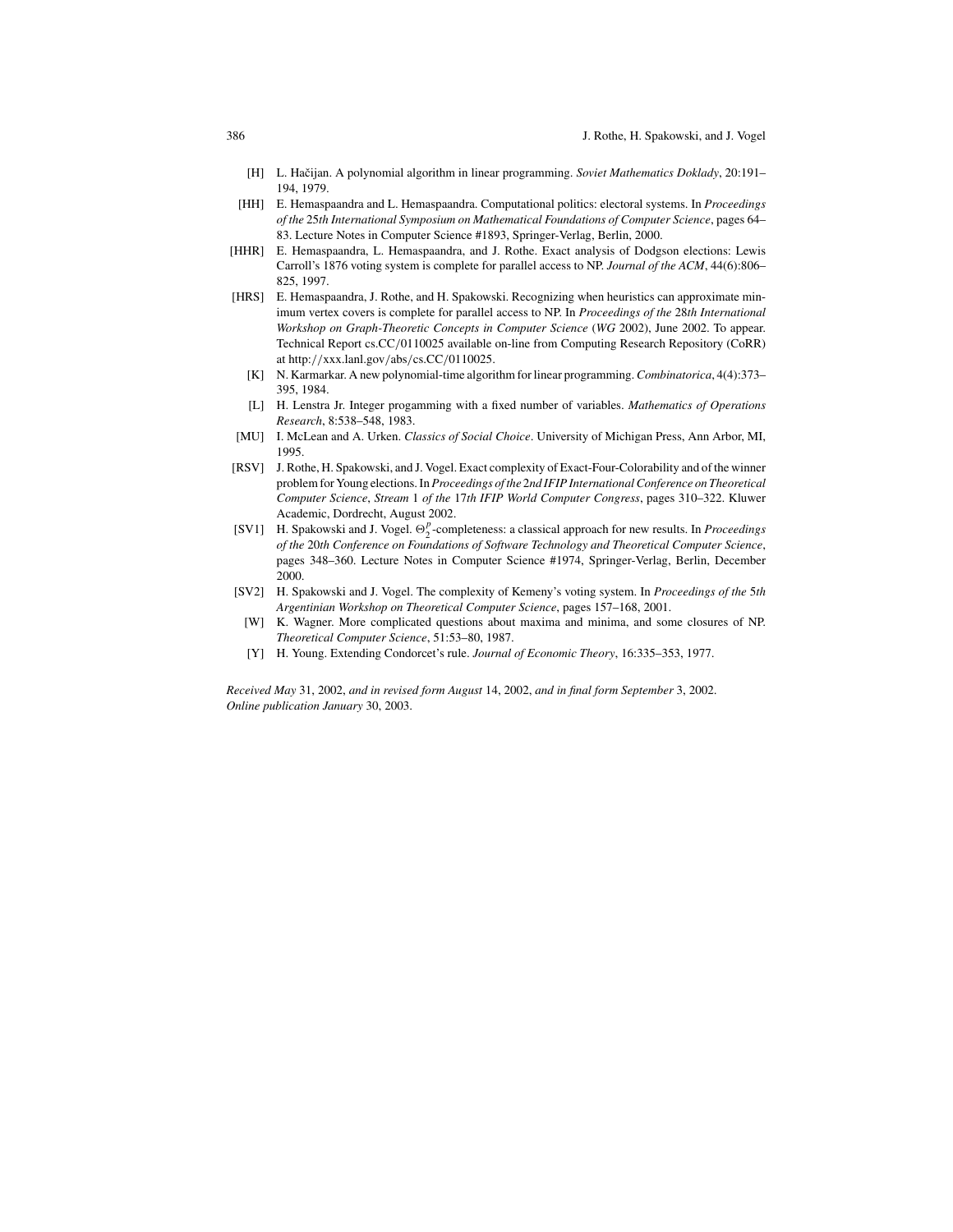[H] L. Hačijan. A polynomial algorithm in linear programming. *Soviet Mathematics Doklady*, 20:191–194, 1979.

[HH] E. Hemaspaandra and L. Hemaspaandra. Computational politics: electoral systems. In *Proceedings of the 25th International Symposium on Mathematical Foundations of Computer Science*, pages 64–83. Lecture Notes in Computer Science #1893, Springer-Verlag, Berlin, 2000.

[HHR] E. Hemaspaandra, L. Hemaspaandra, and J. Rothe. Exact analysis of Dodgson elections: Lewis Carroll's 1876 voting system is complete for parallel access to NP. *Journal of the ACM*, 44(6):806–825, 1997.

[HRS] E. Hemaspaandra, J. Rothe, and H. Spakowski. Recognizing when heuristics can approximate minimum vertex covers is complete for parallel access to NP. In *Proceedings of the 28th International Workshop on Graph-Theoretic Concepts in Computer Science* (*WG* 2002), June 2002. To appear. Technical Report cs.CC/0110025 available on-line from Computing Research Repository (CoRR) at http://xxx.lanl.gov/abs/cs.CC/0110025.

[K] N. Karmarkar. A new polynomial-time algorithm for linear programming. *Combinatorica*, 4(4):373–395, 1984.

[L] H. Lenstra Jr. Integer progamming with a fixed number of variables. *Mathematics of Operations Research*, 8:538–548, 1983.

[MU] I. McLean and A. Urken. *Classics of Social Choice*. University of Michigan Press, Ann Arbor, MI, 1995.

[RSV] J. Rothe, H. Spakowski, and J. Vogel. Exact complexity of Exact-Four-Colorability and of the winner problem for Young elections. In *Proceedings of the 2nd IFIP International Conference on Theoretical Computer Science*, *Stream* 1 *of the* 17*th IFIP World Computer Congress*, pages 310–322. Kluwer Academic, Dordrecht, August 2002.

[SV1] H. Spakowski and J. Vogel. $\Theta_2^p$-completeness: a classical approach for new results. In *Proceedings of the 20th Conference on Foundations of Software Technology and Theoretical Computer Science*, pages 348–360. Lecture Notes in Computer Science #1974, Springer-Verlag, Berlin, December 2000.

[SV2] H. Spakowski and J. Vogel. The complexity of Kemeny's voting system. In *Proceedings of the 5th Argentinian Workshop on Theoretical Computer Science*, pages 157–168, 2001.

[W] K. Wagner. More complicated questions about maxima and minima, and some closures of NP. *Theoretical Computer Science*, 51:53–80, 1987.

[Y] H. Young. Extending Condorcet's rule. *Journal of Economic Theory*, 16:335–353, 1977.

*Received May* 31, 2002, *and in revised form August* 14, 2002, *and in final form September* 3, 2002.
*Online publication January* 30, 2003.